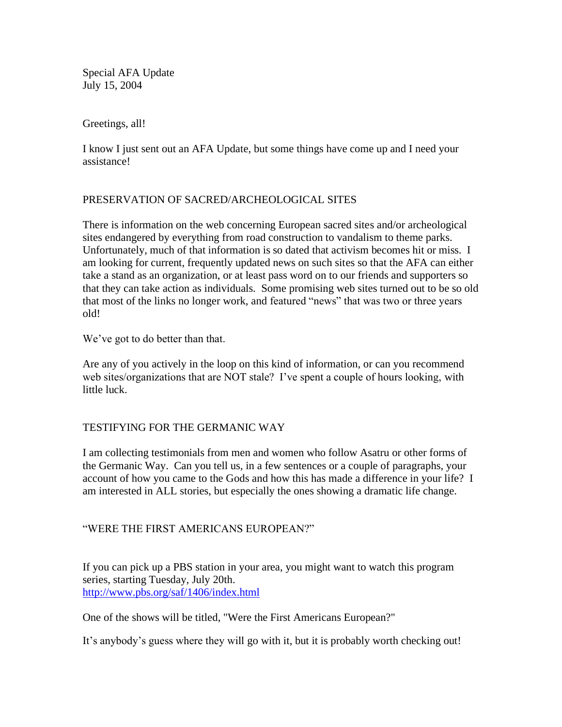Special AFA Update
July 15, 2004

Greetings, all!

I know I just sent out an AFA Update, but some things have come up and I need your assistance!

## PRESERVATION OF SACRED/ARCHEOLOGICAL SITES

There is information on the web concerning European sacred sites and/or archeological sites endangered by everything from road construction to vandalism to theme parks. Unfortunately, much of that information is so dated that activism becomes hit or miss. I am looking for current, frequently updated news on such sites so that the AFA can either take a stand as an organization, or at least pass word on to our friends and supporters so that they can take action as individuals. Some promising web sites turned out to be so old that most of the links no longer work, and featured "news" that was two or three years old!

We've got to do better than that.

Are any of you actively in the loop on this kind of information, or can you recommend web sites/organizations that are NOT stale? I've spent a couple of hours looking, with little luck.

## TESTIFYING FOR THE GERMANIC WAY

I am collecting testimonials from men and women who follow Asatru or other forms of the Germanic Way. Can you tell us, in a few sentences or a couple of paragraphs, your account of how you came to the Gods and how this has made a difference in your life? I am interested in ALL stories, but especially the ones showing a dramatic life change.

## "WERE THE FIRST AMERICANS EUROPEAN?"

If you can pick up a PBS station in your area, you might want to watch this program series, starting Tuesday, July 20th.
[http://www.pbs.org/saf/1406/index.html](http://www.pbs.org/saf/1406/index.html)

One of the shows will be titled, "Were the First Americans European?"

It's anybody's guess where they will go with it, but it is probably worth checking out!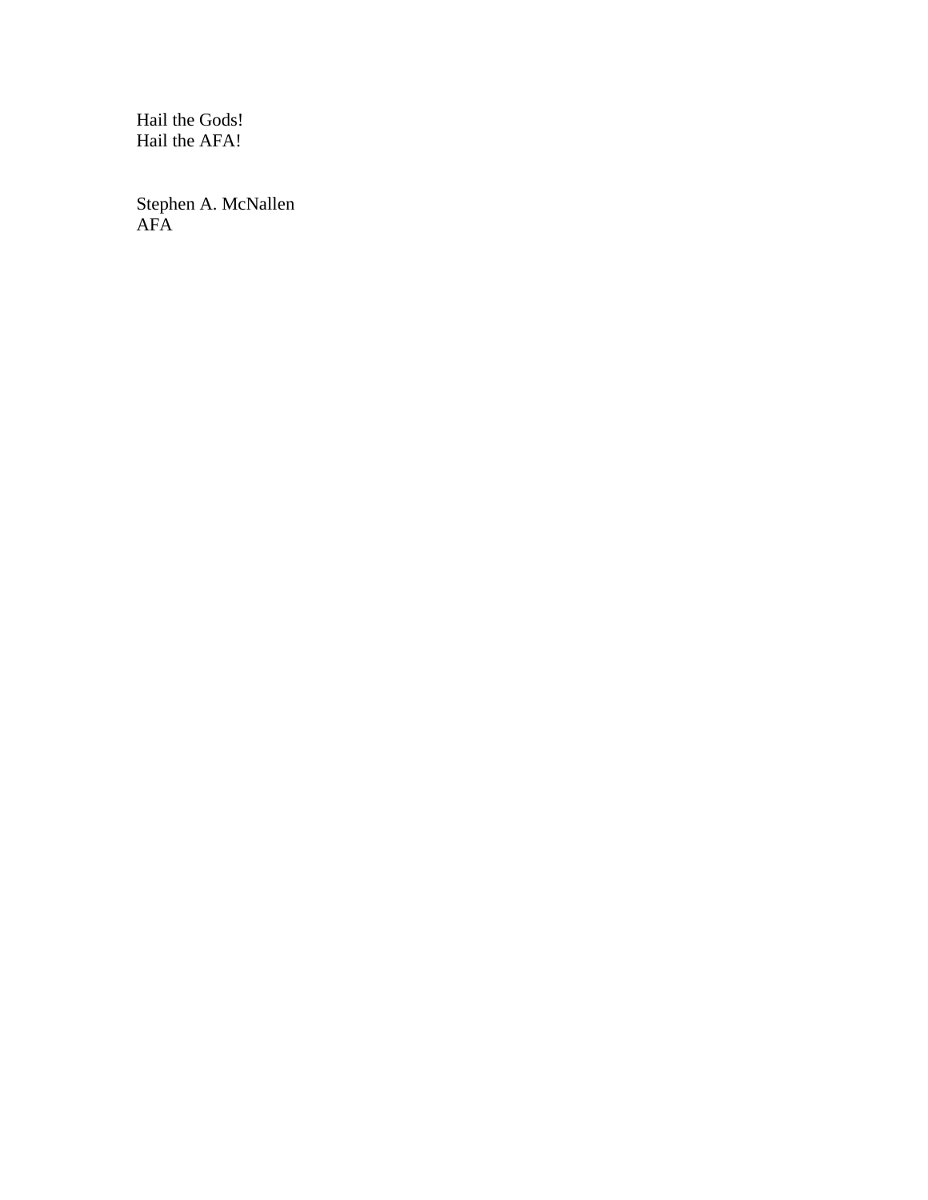Hail the Gods!
Hail the AFA!

Stephen A. McNallen
AFA